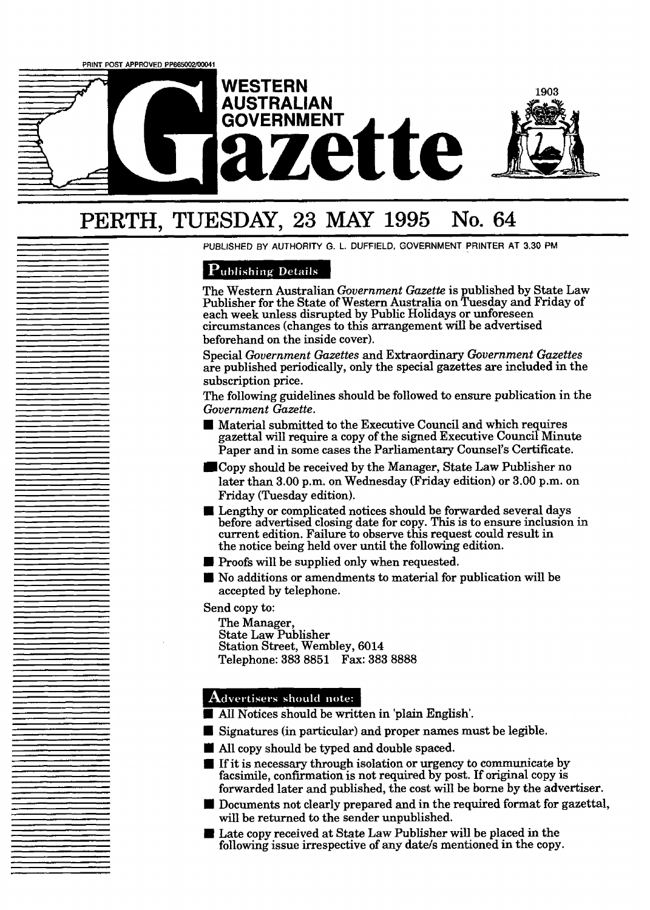PRINT POST APPROVED PP665002/00041

# WESTERN AUSTRALIAN GOVERNMENT Gazette

1903

## PERTH, TUESDAY, 23 MAY 1995 No. 64

PUBLISHED BY AUTHORITY G. L. DUFFIELD, GOVERNMENT PRINTER AT 3.30 PM

### Publishing Details

The Western Australian *Government Gazette* is published by State Law Publisher for the State of Western Australia on Tuesday and Friday of each week unless disrupted by Public Holidays or unforeseen circumstances (changes to this arrangement will be advertised beforehand on the inside cover).

Special *Government Gazettes* and Extraordinary *Government Gazettes* are published periodically, only the special gazettes are included in the subscription price.

The following guidelines should be followed to ensure publication in the *Government Gazette*.

- Material submitted to the Executive Council and which requires gazettal will require a copy of the signed Executive Council Minute Paper and in some cases the Parliamentary Counsel's Certificate.
- Copy should be received by the Manager, State Law Publisher no later than 3.00 p.m. on Wednesday (Friday edition) or 3.00 p.m. on Friday (Tuesday edition).
- Lengthy or complicated notices should be forwarded several days before advertised closing date for copy. This is to ensure inclusion in current edition. Failure to observe this request could result in the notice being held over until the following edition.
- Proofs will be supplied only when requested.
- No additions or amendments to material for publication will be accepted by telephone.

Send copy to:

The Manager,
State Law Publisher
Station Street, Wembley, 6014
Telephone: 383 8851 Fax: 383 8888

### Advertisers should note:

- All Notices should be written in 'plain English'.
- Signatures (in particular) and proper names must be legible.
- All copy should be typed and double spaced.
- If it is necessary through isolation or urgency to communicate by facsimile, confirmation is not required by post. If original copy is forwarded later and published, the cost will be borne by the advertiser.
- Documents not clearly prepared and in the required format for gazettal, will be returned to the sender unpublished.
- Late copy received at State Law Publisher will be placed in the following issue irrespective of any date/s mentioned in the copy.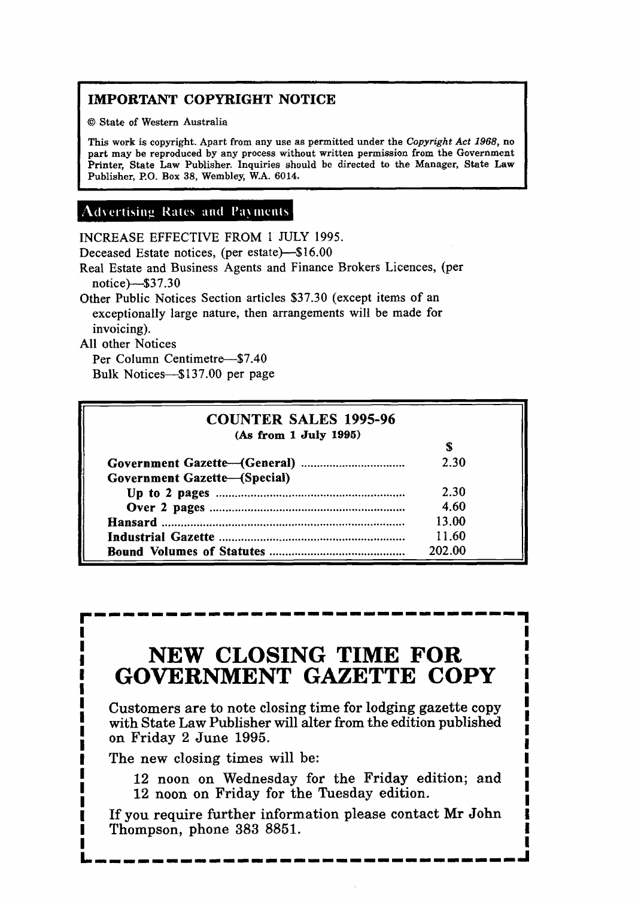## IMPORTANT COPYRIGHT NOTICE

© State of Western Australia

This work is copyright. Apart from any use as permitted under the *Copyright Act 1968*, no part may be reproduced by any process without written permission from the Government Printer, State Law Publisher. Inquiries should be directed to the Manager, State Law Publisher, P.O. Box 38, Wembley, W.A. 6014.

## Advertising Rates and Payments

INCREASE EFFECTIVE FROM 1 JULY 1995.

Deceased Estate notices, (per estate)—$16.00

Real Estate and Business Agents and Finance Brokers Licences, (per notice)—$37.30

Other Public Notices Section articles $37.30 (except items of an exceptionally large nature, then arrangements will be made for invoicing).

All other Notices

Per Column Centimetre—$7.40

Bulk Notices—$137.00 per page

### COUNTER SALES 1995-96

**(As from 1 July 1995)**

| | $ |
|---|---|
| **Government Gazette—(General)** | 2.30 |
| **Government Gazette—(Special)** | |
| **Up to 2 pages** | 2.30 |
| **Over 2 pages** | 4.60 |
| **Hansard** | 13.00 |
| **Industrial Gazette** | 11.60 |
| **Bound Volumes of Statutes** | 202.00 |

## NEW CLOSING TIME FOR GOVERNMENT GAZETTE COPY

Customers are to note closing time for lodging gazette copy with State Law Publisher will alter from the edition published on Friday 2 June 1995.

The new closing times will be:

12 noon on Wednesday for the Friday edition; and
12 noon on Friday for the Tuesday edition.

If you require further information please contact Mr John Thompson, phone 383 8851.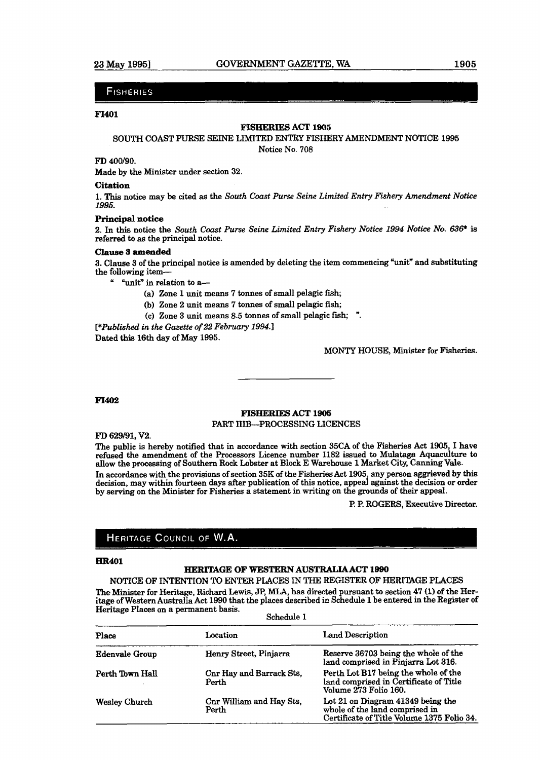## FISHERIES

**FI401**

**FISHERIES ACT 1905**

SOUTH COAST PURSE SEINE LIMITED ENTRY FISHERY AMENDMENT NOTICE 1995

Notice No. 708

**FD 400/90.**

Made by the Minister under section 32.

**Citation**

1. This notice may be cited as the *South Coast Purse Seine Limited Entry Fishery Amendment Notice 1995*.

**Principal notice**

2. In this notice the *South Coast Purse Seine Limited Entry Fishery Notice 1994 Notice No. 636** is referred to as the principal notice.

**Clause 3 amended**

3. Clause 3 of the principal notice is amended by deleting the item commencing "unit" and substituting the following item—

" "unit" in relation to a—

(a) Zone 1 unit means 7 tonnes of small pelagic fish;

(b) Zone 2 unit means 7 tonnes of small pelagic fish;

(c) Zone 3 unit means 8.5 tonnes of small pelagic fish; ".

[**Published in the Gazette of 22 February 1994.*]

Dated this 16th day of May 1995.

MONTY HOUSE, Minister for Fisheries.

---

**FI402**

**FISHERIES ACT 1905**

PART IIIB—PROCESSING LICENCES

FD 629/91, V2.

The public is hereby notified that in accordance with section 35CA of the Fisheries Act 1905, I have refused the amendment of the Processors Licence number 1182 issued to Mulataga Aquaculture to allow the processing of Southern Rock Lobster at Block E Warehouse 1 Market City, Canning Vale.

In accordance with the provisions of section 35K of the Fisheries Act 1905, any person aggrieved by this decision, may within fourteen days after publication of this notice, appeal against the decision or order by serving on the Minister for Fisheries a statement in writing on the grounds of their appeal.

P. P. ROGERS, Executive Director.

## HERITAGE COUNCIL OF W.A.

**HR401**

**HERITAGE OF WESTERN AUSTRALIA ACT 1990**

NOTICE OF INTENTION TO ENTER PLACES IN THE REGISTER OF HERITAGE PLACES

The Minister for Heritage, Richard Lewis, JP, MLA, has directed pursuant to section 47 (1) of the Heritage of Western Australia Act 1990 that the places described in Schedule 1 be entered in the Register of Heritage Places on a permanent basis.

Schedule 1

| Place | Location | Land Description |
|---|---|---|
| Edenvale Group | Henry Street, Pinjarra | Reserve 36703 being the whole of the land comprised in Pinjarra Lot 316. |
| Perth Town Hall | Cnr Hay and Barrack Sts, Perth | Perth Lot B17 being the whole of the land comprised in Certificate of Title Volume 273 Folio 160. |
| Wesley Church | Cnr William and Hay Sts, Perth | Lot 21 on Diagram 41349 being the whole of the land comprised in Certificate of Title Volume 1375 Folio 34. |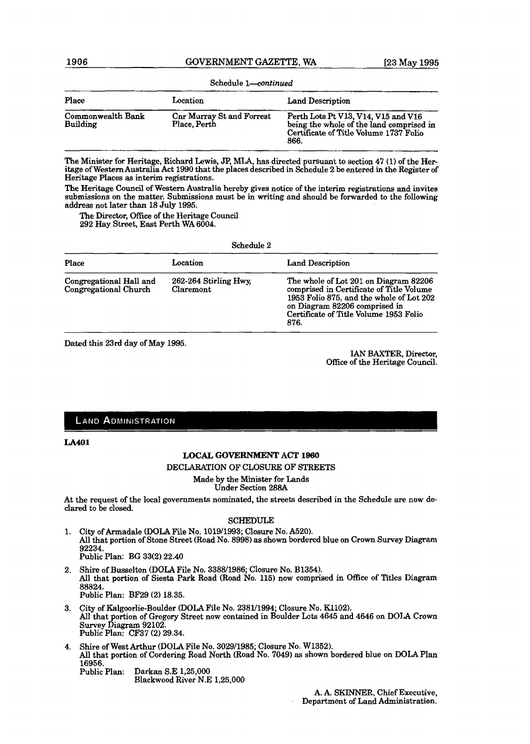Schedule 1—*continued*

| Place | Location | Land Description |
|---|---|---|
| Commonwealth Bank Building | Cnr Murray St and Forrest Place, Perth | Perth Lots Pt V13, V14, V15 and V16 being the whole of the land comprised in Certificate of Title Volume 1737 Folio 866. |

The Minister for Heritage, Richard Lewis, JP, MLA, has directed pursuant to section 47 (1) of the Heritage of Western Australia Act 1990 that the places described in Schedule 2 be entered in the Register of Heritage Places as interim registrations.

The Heritage Council of Western Australia hereby gives notice of the interim registrations and invites submissions on the matter. Submissions must be in writing and should be forwarded to the following address not later than 18 July 1995.

The Director, Office of the Heritage Council
292 Hay Street, East Perth WA 6004.

Schedule 2

| Place | Location | Land Description |
|---|---|---|
| Congregational Hall and Congregational Church | 262-264 Stirling Hwy, Claremont | The whole of Lot 201 on Diagram 82206 comprised in Certificate of Title Volume 1953 Folio 875, and the whole of Lot 202 on Diagram 82206 comprised in Certificate of Title Volume 1953 Folio 876. |

Dated this 23rd day of May 1995.

IAN BAXTER, Director,
Office of the Heritage Council.

## LAND ADMINISTRATION

**LA401**

### LOCAL GOVERNMENT ACT 1960

DECLARATION OF CLOSURE OF STREETS

Made by the Minister for Lands
Under Section 288A

At the request of the local governments nominated, the streets described in the Schedule are now declared to be closed.

SCHEDULE

1. City of Armadale (DOLA File No. 1019/1993; Closure No. A520).
   All that portion of Stone Street (Road No. 8998) as shown bordered blue on Crown Survey Diagram 92234.
   Public Plan: BG 33(2) 22.40

2. Shire of Busselton (DOLA File No. 3388/1986; Closure No. B1354).
   All that portion of Siesta Park Road (Road No. 115) now comprised in Office of Titles Diagram 88824.
   Public Plan: BF29 (2) 18.35.

3. City of Kalgoorlie-Boulder (DOLA File No. 2381/1994; Closure No. K1102).
   All that portion of Gregory Street now contained in Boulder Lots 4645 and 4646 on DOLA Crown Survey Diagram 92102.
   Public Plan: CF37 (2) 29.34.

4. Shire of West Arthur (DOLA File No. 3029/1985; Closure No. W1352).
   All that portion of Cordering Road North (Road No. 7049) as shown bordered blue on DOLA Plan 16956.
   Public Plan: Darkan S.E 1,25,000
   Blackwood River N.E 1,25,000

A. A. SKINNER, Chief Executive,
Department of Land Administration.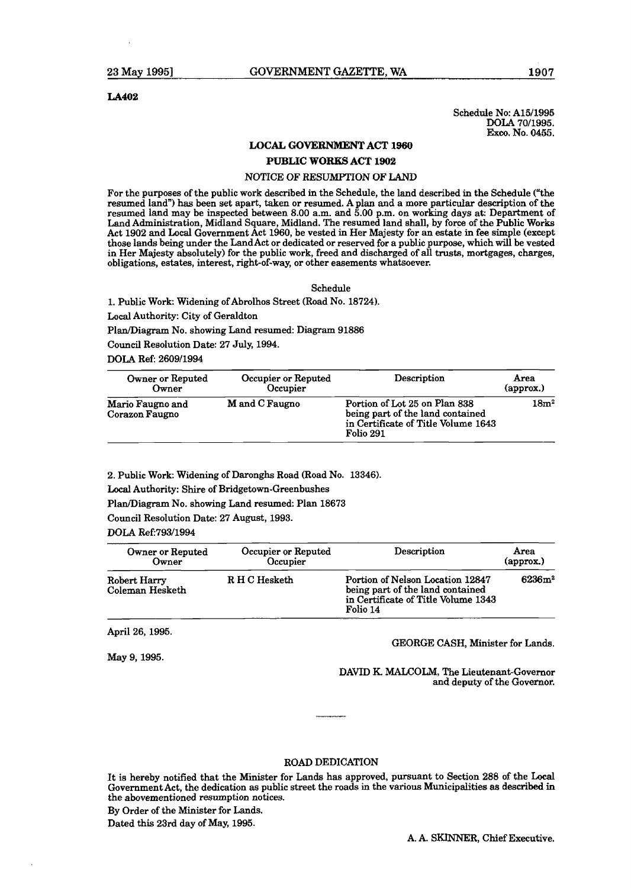**LA402**

Schedule No: A15/1995
DOLA 70/1995.
Exco. No. 0455.

### LOCAL GOVERNMENT ACT 1960

### PUBLIC WORKS ACT 1902

NOTICE OF RESUMPTION OF LAND

For the purposes of the public work described in the Schedule, the land described in the Schedule ("the resumed land") has been set apart, taken or resumed. A plan and a more particular description of the resumed land may be inspected between 8.00 a.m. and 5.00 p.m. on working days at: Department of Land Administration, Midland Square, Midland. The resumed land shall, by force of the Public Works Act 1902 and Local Government Act 1960, be vested in Her Majesty for an estate in fee simple (except those lands being under the Land Act or dedicated or reserved for a public purpose, which will be vested in Her Majesty absolutely) for the public work, freed and discharged of all trusts, mortgages, charges, obligations, estates, interest, right-of-way, or other easements whatsoever.

Schedule

1. Public Work: Widening of Abrolhos Street (Road No. 18724).

Local Authority: City of Geraldton

Plan/Diagram No. showing Land resumed: Diagram 91886

Council Resolution Date: 27 July, 1994.

DOLA Ref: 2609/1994

| Owner or Reputed Owner | Occupier or Reputed Occupier | Description | Area (approx.) |
|---|---|---|---|
| Mario Faugno and Corazon Faugno | M and C Faugno | Portion of Lot 25 on Plan 838 being part of the land contained in Certificate of Title Volume 1643 Folio 291 | 18m² |

2. Public Work: Widening of Daronghs Road (Road No. 13346).

Local Authority: Shire of Bridgetown-Greenbushes

Plan/Diagram No. showing Land resumed: Plan 18673

Council Resolution Date: 27 August, 1993.

DOLA Ref:793/1994

| Owner or Reputed Owner | Occupier or Reputed Occupier | Description | Area (approx.) |
|---|---|---|---|
| Robert Harry Coleman Hesketh | R H C Hesketh | Portion of Nelson Location 12847 being part of the land contained in Certificate of Title Volume 1343 Folio 14 | 6236m² |

April 26, 1995.

GEORGE CASH, Minister for Lands.

May 9, 1995.

DAVID K. MALCOLM, The Lieutenant-Governor and deputy of the Governor.

---

### ROAD DEDICATION

It is hereby notified that the Minister for Lands has approved, pursuant to Section 288 of the Local Government Act, the dedication as public street the roads in the various Municipalities as described in the abovementioned resumption notices.

By Order of the Minister for Lands.

Dated this 23rd day of May, 1995.

A. A. SKINNER, Chief Executive.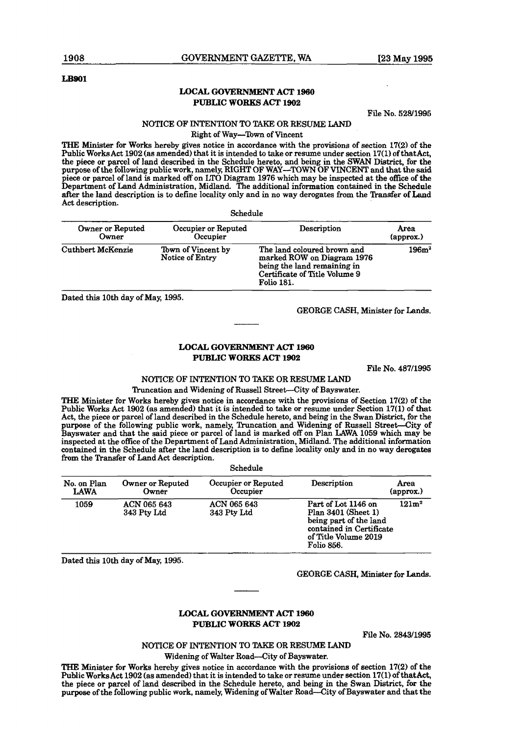LB901

## LOCAL GOVERNMENT ACT 1960
## PUBLIC WORKS ACT 1902

File No. 528/1995

NOTICE OF INTENTION TO TAKE OR RESUME LAND

Right of Way—Town of Vincent

THE Minister for Works hereby gives notice in accordance with the provisions of section 17(2) of the Public Works Act 1902 (as amended) that it is intended to take or resume under section 17(1) of that Act, the piece or parcel of land described in the Schedule hereto, and being in the SWAN District, for the purpose of the following public work, namely, RIGHT OF WAY—TOWN OF VINCENT and that the said piece or parcel of land is marked off on LTO Diagram 1976 which may be inspected at the office of the Department of Land Administration, Midland. The additional information contained in the Schedule after the land description is to define locality only and in no way derogates from the Transfer of Land Act description.

Schedule

| Owner or Reputed Owner | Occupier or Reputed Occupier | Description | Area (approx.) |
|---|---|---|---|
| Cuthbert McKenzie | Town of Vincent by Notice of Entry | The land coloured brown and marked ROW on Diagram 1976 being the land remaining in Certificate of Title Volume 9 Folio 181. | 196m² |

Dated this 10th day of May, 1995.

GEORGE CASH, Minister for Lands.

---

## LOCAL GOVERNMENT ACT 1960
## PUBLIC WORKS ACT 1902

File No. 487/1995

NOTICE OF INTENTION TO TAKE OR RESUME LAND

Truncation and Widening of Russell Street—City of Bayswater.

THE Minister for Works hereby gives notice in accordance with the provisions of Section 17(2) of the Public Works Act 1902 (as amended) that it is intended to take or resume under Section 17(1) of that Act, the piece or parcel of land described in the Schedule hereto, and being in the Swan District, for the purpose of the following public work, namely, Truncation and Widening of Russell Street—City of Bayswater and that the said piece or parcel of land is marked off on Plan LAWA 1059 which may be inspected at the office of the Department of Land Administration, Midland. The additional information contained in the Schedule after the land description is to define locality only and in no way derogates from the Transfer of Land Act description.

Schedule

| No. on Plan LAWA | Owner or Reputed Owner | Occupier or Reputed Occupier | Description | Area (approx.) |
|---|---|---|---|---|
| 1059 | ACN 065 643 343 Pty Ltd | ACN 065 643 343 Pty Ltd | Part of Lot 1146 on Plan 3401 (Sheet 1) being part of the land contained in Certificate of Title Volume 2019 Folio 856. | 121m² |

Dated this 10th day of May, 1995.

GEORGE CASH, Minister for Lands.

---

## LOCAL GOVERNMENT ACT 1960
## PUBLIC WORKS ACT 1902

File No. 2843/1995

NOTICE OF INTENTION TO TAKE OR RESUME LAND

Widening of Walter Road—City of Bayswater.

THE Minister for Works hereby gives notice in accordance with the provisions of section 17(2) of the Public Works Act 1902 (as amended) that it is intended to take or resume under section 17(1) of that Act, the piece or parcel of land described in the Schedule hereto, and being in the Swan District, for the purpose of the following public work, namely, Widening of Walter Road—City of Bayswater and that the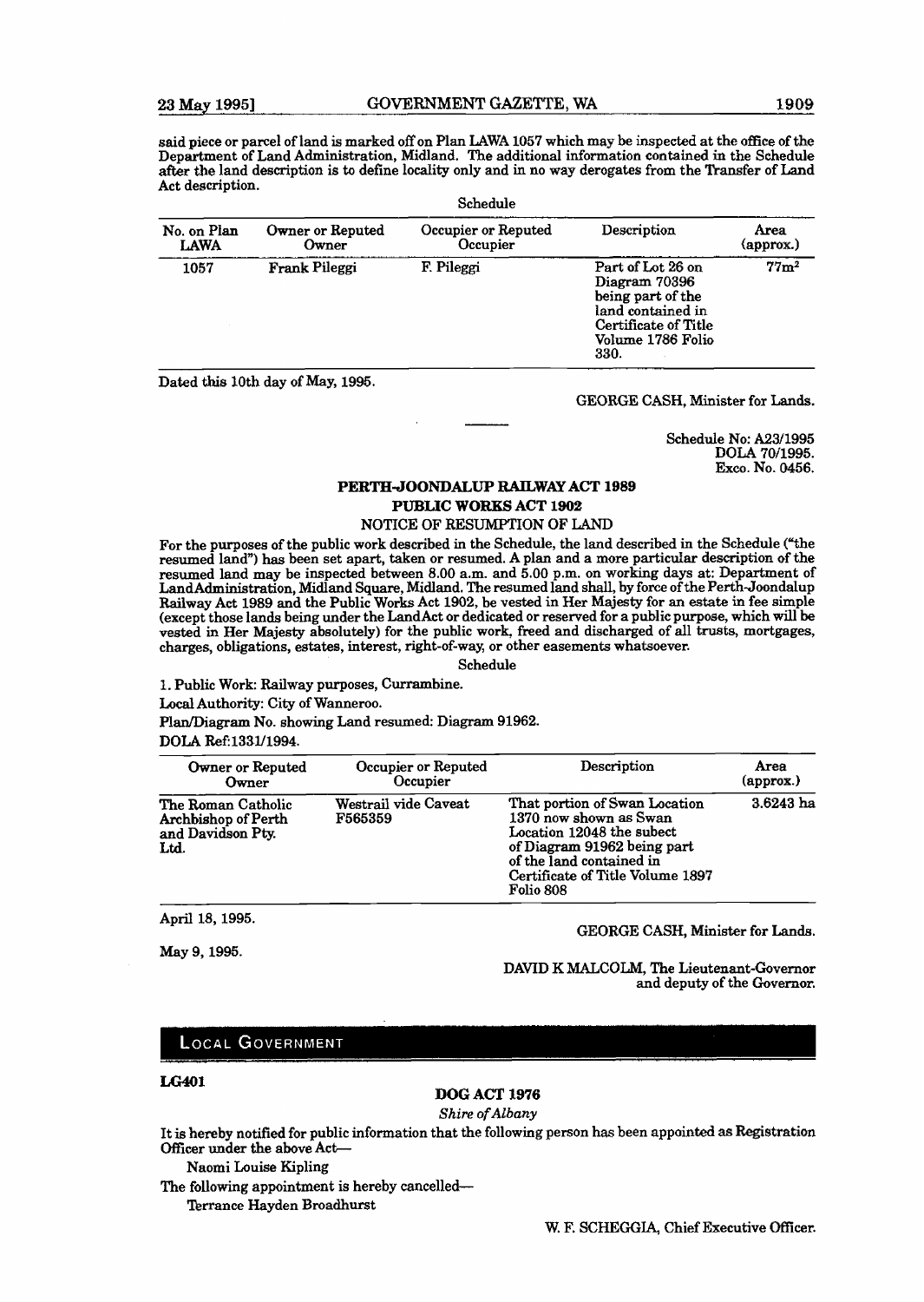said piece or parcel of land is marked off on Plan LAWA 1057 which may be inspected at the office of the Department of Land Administration, Midland. The additional information contained in the Schedule after the land description is to define locality only and in no way derogates from the Transfer of Land Act description.

Schedule

| No. on Plan LAWA | Owner or Reputed Owner | Occupier or Reputed Occupier | Description | Area (approx.) |
|---|---|---|---|---|
| 1057 | Frank Pileggi | F. Pileggi | Part of Lot 26 on Diagram 70396 being part of the land contained in Certificate of Title Volume 1786 Folio 330. | 77m$^2$ |

Dated this 10th day of May, 1995.

GEORGE CASH, Minister for Lands.

---

Schedule No: A23/1995
DOLA 70/1995.
Exco. No. 0456.

## PERTH-JOONDALUP RAILWAY ACT 1989
## PUBLIC WORKS ACT 1902

NOTICE OF RESUMPTION OF LAND

For the purposes of the public work described in the Schedule, the land described in the Schedule ("the resumed land") has been set apart, taken or resumed. A plan and a more particular description of the resumed land may be inspected between 8.00 a.m. and 5.00 p.m. on working days at: Department of LandAdministration, Midland Square, Midland. The resumed land shall, by force of the Perth-Joondalup Railway Act 1989 and the Public Works Act 1902, be vested in Her Majesty for an estate in fee simple (except those lands being under the LandAct or dedicated or reserved for a public purpose, which will be vested in Her Majesty absolutely) for the public work, freed and discharged of all trusts, mortgages, charges, obligations, estates, interest, right-of-way, or other easements whatsoever.

Schedule

1. Public Work: Railway purposes, Currambine.

Local Authority: City of Wanneroo.

Plan/Diagram No. showing Land resumed: Diagram 91962.

DOLA Ref:1331/1994.

| Owner or Reputed Owner | Occupier or Reputed Occupier | Description | Area (approx.) |
|---|---|---|---|
| The Roman Catholic Archbishop of Perth and Davidson Pty. Ltd. | Westrail vide Caveat F565359 | That portion of Swan Location 1370 now shown as Swan Location 12048 the subect of Diagram 91962 being part of the land contained in Certificate of Title Volume 1897 Folio 808 | 3.6243 ha |

April 18, 1995.

GEORGE CASH, Minister for Lands.

May 9, 1995.

DAVID K MALCOLM, The Lieutenant-Governor and deputy of the Governor.

# LOCAL GOVERNMENT

**LG401**

## DOG ACT 1976

*Shire of Albany*

It is hereby notified for public information that the following person has been appointed as Registration Officer under the above Act—

Naomi Louise Kipling

The following appointment is hereby cancelled—

Terrance Hayden Broadhurst

W. F. SCHEGGIA, Chief Executive Officer.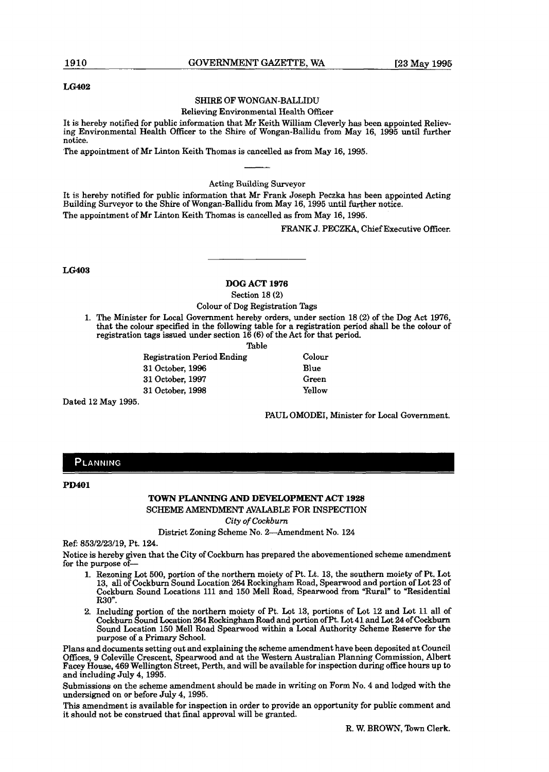LG402

## SHIRE OF WONGAN-BALLIDU

Relieving Environmental Health Officer

It is hereby notified for public information that Mr Keith William Cleverly has been appointed Relieving Environmental Health Officer to the Shire of Wongan-Ballidu from May 16, 1995 until further notice.

The appointment of Mr Linton Keith Thomas is cancelled as from May 16, 1995.

---

Acting Building Surveyor

It is hereby notified for public information that Mr Frank Joseph Peczka has been appointed Acting Building Surveyor to the Shire of Wongan-Ballidu from May 16, 1995 until further notice.

The appointment of Mr Linton Keith Thomas is cancelled as from May 16, 1995.

FRANK J. PECZKA, Chief Executive Officer.

---

LG403

## DOG ACT 1976

Section 18 (2)

Colour of Dog Registration Tags

1. The Minister for Local Government hereby orders, under section 18 (2) of the Dog Act 1976, that the colour specified in the following table for a registration period shall be the colour of registration tags issued under section 16 (6) of the Act for that period.

Table

| Registration Period Ending | Colour |
|---|---|
| 31 October, 1996 | Blue |
| 31 October, 1997 | Green |
| 31 October, 1998 | Yellow |

Dated 12 May 1995.

PAUL OMODEI, Minister for Local Government.

# PLANNING

PD401

## TOWN PLANNING AND DEVELOPMENT ACT 1928

SCHEME AMENDMENT AVALABLE FOR INSPECTION

*City of Cockburn*

District Zoning Scheme No. 2—Amendment No. 124

Ref: 853/2/23/19, Pt. 124.

Notice is hereby given that the City of Cockburn has prepared the abovementioned scheme amendment for the purpose of—

1. Rezoning Lot 500, portion of the northern moiety of Pt. Lt. 13, the southern moiety of Pt. Lot 13, all of Cockburn Sound Location 264 Rockingham Road, Spearwood and portion of Lot 23 of Cockburn Sound Locations 111 and 150 Mell Road, Spearwood from "Rural" to "Residential R30".
2. Including portion of the northern moiety of Pt. Lot 13, portions of Lot 12 and Lot 11 all of Cockburn Sound Location 264 Rockingham Road and portion of Pt. Lot 41 and Lot 24 of Cockburn Sound Location 150 Mell Road Spearwood within a Local Authority Scheme Reserve for the purpose of a Primary School.

Plans and documents setting out and explaining the scheme amendment have been deposited at Council Offices, 9 Coleville Crescent, Spearwood and at the Western Australian Planning Commission, Albert Facey House, 469 Wellington Street, Perth, and will be available for inspection during office hours up to and including July 4, 1995.

Submissions on the scheme amendment should be made in writing on Form No. 4 and lodged with the undersigned on or before July 4, 1995.

This amendment is available for inspection in order to provide an opportunity for public comment and it should not be construed that final approval will be granted.

R. W. BROWN, Town Clerk.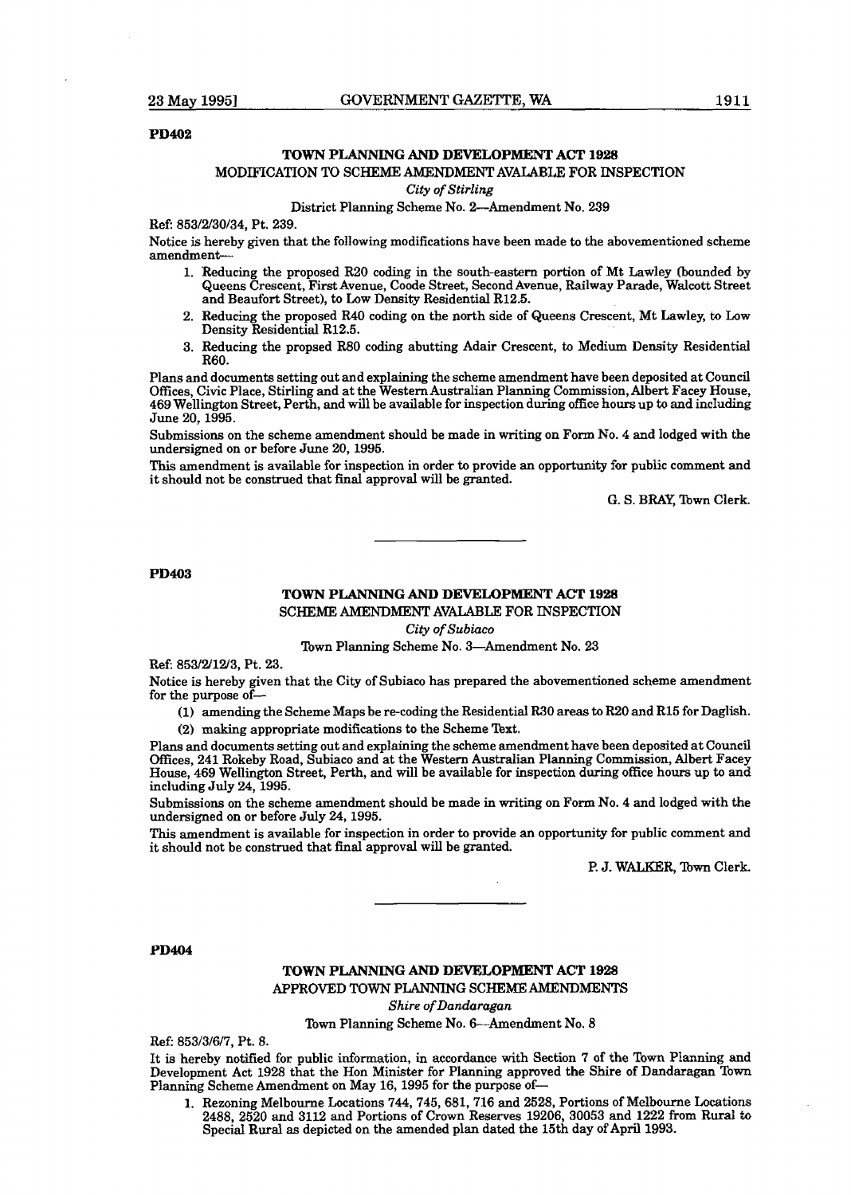**PD402**

### TOWN PLANNING AND DEVELOPMENT ACT 1928

MODIFICATION TO SCHEME AMENDMENT AVALABLE FOR INSPECTION

*City of Stirling*

District Planning Scheme No. 2—Amendment No. 239

Ref: 853/2/30/34, Pt. 239.

Notice is hereby given that the following modifications have been made to the abovementioned scheme amendment—

1. Reducing the proposed R20 coding in the south-eastern portion of Mt Lawley (bounded by Queens Crescent, First Avenue, Coode Street, Second Avenue, Railway Parade, Walcott Street and Beaufort Street), to Low Density Residential R12.5.
2. Reducing the proposed R40 coding on the north side of Queens Crescent, Mt Lawley, to Low Density Residential R12.5.
3. Reducing the propsed R80 coding abutting Adair Crescent, to Medium Density Residential R60.

Plans and documents setting out and explaining the scheme amendment have been deposited at Council Offices, Civic Place, Stirling and at the Western Australian Planning Commission, Albert Facey House, 469 Wellington Street, Perth, and will be available for inspection during office hours up to and including June 20, 1995.

Submissions on the scheme amendment should be made in writing on Form No. 4 and lodged with the undersigned on or before June 20, 1995.

This amendment is available for inspection in order to provide an opportunity for public comment and it should not be construed that final approval will be granted.

G. S. BRAY, Town Clerk.

---

**PD403**

### TOWN PLANNING AND DEVELOPMENT ACT 1928

SCHEME AMENDMENT AVALABLE FOR INSPECTION

*City of Subiaco*

Town Planning Scheme No. 3—Amendment No. 23

Ref: 853/2/12/3, Pt. 23.

Notice is hereby given that the City of Subiaco has prepared the abovementioned scheme amendment for the purpose of—

(1) amending the Scheme Maps be re-coding the Residential R30 areas to R20 and R15 for Daglish.

(2) making appropriate modifications to the Scheme Text.

Plans and documents setting out and explaining the scheme amendment have been deposited at Council Offices, 241 Rokeby Road, Subiaco and at the Western Australian Planning Commission, Albert Facey House, 469 Wellington Street, Perth, and will be available for inspection during office hours up to and including July 24, 1995.

Submissions on the scheme amendment should be made in writing on Form No. 4 and lodged with the undersigned on or before July 24, 1995.

This amendment is available for inspection in order to provide an opportunity for public comment and it should not be construed that final approval will be granted.

P. J. WALKER, Town Clerk.

---

**PD404**

### TOWN PLANNING AND DEVELOPMENT ACT 1928

APPROVED TOWN PLANNING SCHEME AMENDMENTS

*Shire of Dandaragan*

Town Planning Scheme No. 6—Amendment No. 8

Ref: 853/3/6/7, Pt. 8.

It is hereby notified for public information, in accordance with Section 7 of the Town Planning and Development Act 1928 that the Hon Minister for Planning approved the Shire of Dandaragan Town Planning Scheme Amendment on May 16, 1995 for the purpose of—

1. Rezoning Melbourne Locations 744, 745, 681, 716 and 2528, Portions of Melbourne Locations 2488, 2520 and 3112 and Portions of Crown Reserves 19206, 30053 and 1222 from Rural to Special Rural as depicted on the amended plan dated the 15th day of April 1993.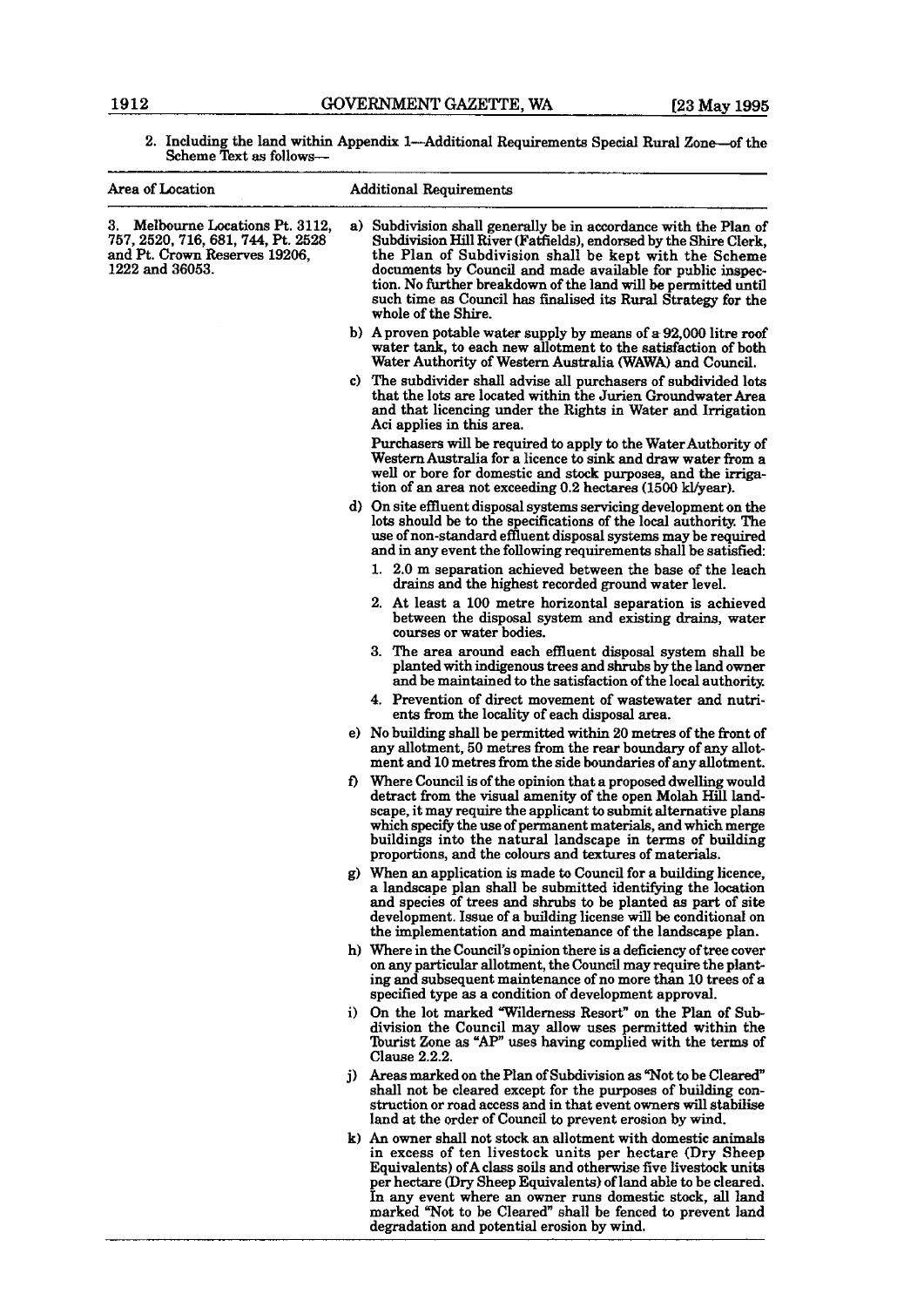2. Including the land within Appendix 1—Additional Requirements Special Rural Zone—of the Scheme Text as follows—

| Area of Location | Additional Requirements |
|---|---|
| 3. Melbourne Locations Pt. 3112, 757, 2520, 716, 681, 744, Pt. 2528 and Pt. Crown Reserves 19206, 1222 and 36053. | a) Subdivision shall generally be in accordance with the Plan of Subdivision Hill River (Fatfields), endorsed by the Shire Clerk, the Plan of Subdivision shall be kept with the Scheme documents by Council and made available for public inspection. No further breakdown of the land will be permitted until such time as Council has finalised its Rural Strategy for the whole of the Shire. |
| | b) A proven potable water supply by means of a 92,000 litre roof water tank, to each new allotment to the satisfaction of both Water Authority of Western Australia (WAWA) and Council. |
| | c) The subdivider shall advise all purchasers of subdivided lots that the lots are located within the Jurien Groundwater Area and that licencing under the Rights in Water and Irrigation Aci applies in this area. <br> Purchasers will be required to apply to the Water Authority of Western Australia for a licence to sink and draw water from a well or bore for domestic and stock purposes, and the irrigation of an area not exceeding 0.2 hectares (1500 kl/year). |
| | d) On site effluent disposal systems servicing development on the lots should be to the specifications of the local authority. The use of non-standard effluent disposal systems may be required and in any event the following requirements shall be satisfied: <br> 1. 2.0 m separation achieved between the base of the leach drains and the highest recorded ground water level. <br> 2. At least a 100 metre horizontal separation is achieved between the disposal system and existing drains, water courses or water bodies. <br> 3. The area around each effluent disposal system shall be planted with indigenous trees and shrubs by the land owner and be maintained to the satisfaction of the local authority. <br> 4. Prevention of direct movement of wastewater and nutrients from the locality of each disposal area. |
| | e) No building shall be permitted within 20 metres of the front of any allotment, 50 metres from the rear boundary of any allotment and 10 metres from the side boundaries of any allotment. |
| | f) Where Council is of the opinion that a proposed dwelling would detract from the visual amenity of the open Molah Hill landscape, it may require the applicant to submit alternative plans which specify the use of permanent materials, and which merge buildings into the natural landscape in terms of building proportions, and the colours and textures of materials. |
| | g) When an application is made to Council for a building licence, a landscape plan shall be submitted identifying the location and species of trees and shrubs to be planted as part of site development. Issue of a building license will be conditional on the implementation and maintenance of the landscape plan. |
| | h) Where in the Council's opinion there is a deficiency of tree cover on any particular allotment, the Council may require the planting and subsequent maintenance of no more than 10 trees of a specified type as a condition of development approval. |
| | i) On the lot marked "Wilderness Resort" on the Plan of Subdivision the Council may allow uses permitted within the Tourist Zone as "AP" uses having complied with the terms of Clause 2.2.2. |
| | j) Areas marked on the Plan of Subdivision as "Not to be Cleared" shall not be cleared except for the purposes of building construction or road access and in that event owners will stabilise land at the order of Council to prevent erosion by wind. |
| | k) An owner shall not stock an allotment with domestic animals in excess of ten livestock units per hectare (Dry Sheep Equivalents) of A class soils and otherwise five livestock units per hectare (Dry Sheep Equivalents) of land able to be cleared. In any event where an owner runs domestic stock, all land marked "Not to be Cleared" shall be fenced to prevent land degradation and potential erosion by wind. |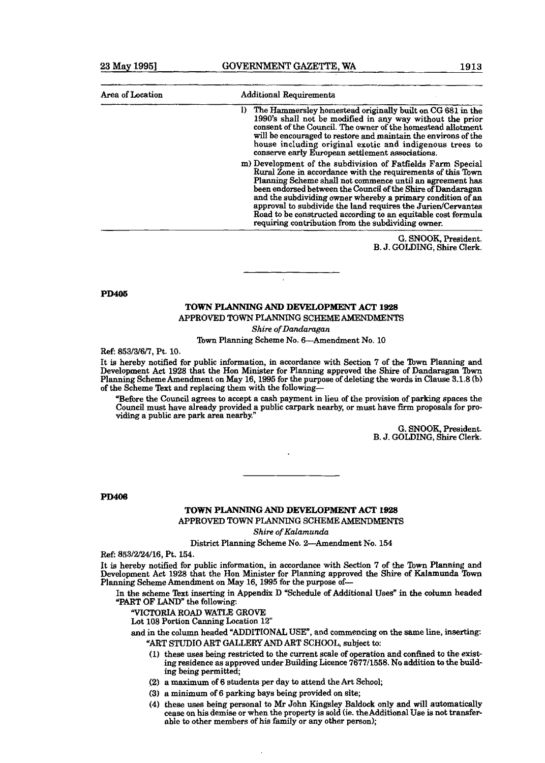| Area of Location | Additional Requirements |
| --- | --- |
| | l) The Hammersley homestead originally built on CG 681 in the 1990's shall not be modified in any way without the prior consent of the Council. The owner of the homestead allotment will be encouraged to restore and maintain the environs of the house including original exotic and indigenous trees to conserve early European settlement associations. |
| | m) Development of the subdivision of Fatfields Farm Special Rural Zone in accordance with the requirements of this Town Planning Scheme shall not commence until an agreement has been endorsed between the Council of the Shire of Dandaragan and the subdividing owner whereby a primary condition of an approval to subdivide the land requires the Jurien/Cervantes Road to be constructed according to an equitable cost formula requiring contribution from the subdividing owner. |

G. SNOOK, President.
B. J. GOLDING, Shire Clerk.

---

**PD405**

**TOWN PLANNING AND DEVELOPMENT ACT 1928**

APPROVED TOWN PLANNING SCHEME AMENDMENTS

*Shire of Dandaragan*

Town Planning Scheme No. 6—Amendment No. 10

Ref: 853/3/6/7, Pt. 10.

It is hereby notified for public information, in accordance with Section 7 of the Town Planning and Development Act 1928 that the Hon Minister for Planning approved the Shire of Dandaragan Town Planning Scheme Amendment on May 16, 1995 for the purpose of deleting the words in Clause 3.1.8 (b) of the Scheme Text and replacing them with the following—

"Before the Council agrees to accept a cash payment in lieu of the provision of parking spaces the Council must have already provided a public carpark nearby, or must have firm proposals for providing a public are park area nearby."

G. SNOOK, President.
B. J. GOLDING, Shire Clerk.

---

**PD406**

**TOWN PLANNING AND DEVELOPMENT ACT 1928**

APPROVED TOWN PLANNING SCHEME AMENDMENTS

*Shire of Kalamunda*

District Planning Scheme No. 2—Amendment No. 154

Ref: 853/2/24/16, Pt. 154.

It is hereby notified for public information, in accordance with Section 7 of the Town Planning and Development Act 1928 that the Hon Minister for Planning approved the Shire of Kalamunda Town Planning Scheme Amendment on May 16, 1995 for the purpose of—

In the scheme Text inserting in Appendix D "Schedule of Additional Uses" in the column headed "PART OF LAND" the following:

"VICTORIA ROAD WATLE GROVE
Lot 108 Portion Canning Location 12"

and in the column headed "ADDITIONAL USE", and commencing on the same line, inserting:

"ART STUDIO ART GALLERY AND ART SCHOOL, subject to:

(1) these uses being restricted to the current scale of operation and confined to the existing residence as approved under Building Licence 7677/1558. No addition to the building being permitted;

(2) a maximum of 6 students per day to attend the Art School;

(3) a minimum of 6 parking bays being provided on site;

(4) these uses being personal to Mr John Kingsley Baldock only and will automatically cease on his demise or when the property is sold (ie. the Additional Use is not transferable to other members of his family or any other person);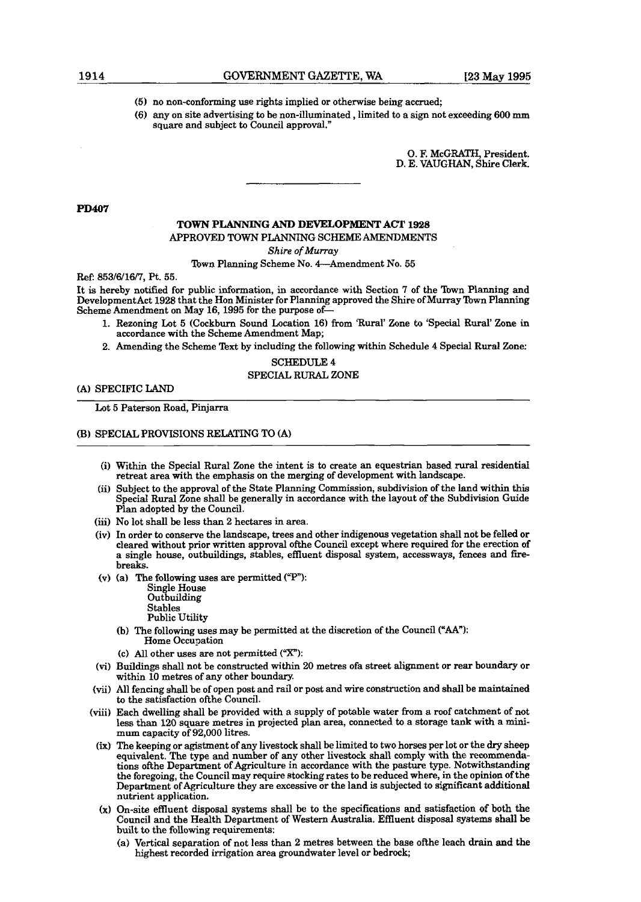(5) no non-conforming use rights implied or otherwise being accrued;

(6) any on site advertising to be non-illuminated, limited to a sign not exceeding 600 mm square and subject to Council approval."

O. F. McGRATH, President.
D. E. VAUGHAN, Shire Clerk.

---

**PD407**

**TOWN PLANNING AND DEVELOPMENT ACT 1928**

APPROVED TOWN PLANNING SCHEME AMENDMENTS

*Shire of Murray*

Town Planning Scheme No. 4—Amendment No. 55

Ref: 853/6/16/7, Pt. 55.

It is hereby notified for public information, in accordance with Section 7 of the Town Planning and Development Act 1928 that the Hon Minister for Planning approved the Shire of Murray Town Planning Scheme Amendment on May 16, 1995 for the purpose of—

1. Rezoning Lot 5 (Cockburn Sound Location 16) from 'Rural' Zone to 'Special Rural' Zone in accordance with the Scheme Amendment Map;
2. Amending the Scheme Text by including the following within Schedule 4 Special Rural Zone:

SCHEDULE 4

SPECIAL RURAL ZONE

(A) SPECIFIC LAND

Lot 5 Paterson Road, Pinjarra

(B) SPECIAL PROVISIONS RELATING TO (A)

(i) Within the Special Rural Zone the intent is to create an equestrian based rural residential retreat area with the emphasis on the merging of development with landscape.

(ii) Subject to the approval of the State Planning Commission, subdivision of the land within this Special Rural Zone shall be generally in accordance with the layout of the Subdivision Guide Plan adopted by the Council.

(iii) No lot shall be less than 2 hectares in area.

(iv) In order to conserve the landscape, trees and other indigenous vegetation shall not be felled or cleared without prior written approval ofthe Council except where required for the erection of a single house, outbuildings, stables, effluent disposal system, accessways, fences and firebreaks.

(v) (a) The following uses are permitted ("P"):
Single House
Outbuilding
Stables
Public Utility

(b) The following uses may be permitted at the discretion of the Council ("AA"):
Home Occupation

(c) All other uses are not permitted ("X"):

(vi) Buildings shall not be constructed within 20 metres ofa street alignment or rear boundary or within 10 metres of any other boundary.

(vii) All fencing shall be of open post and rail or post and wire construction and shall be maintained to the satisfaction ofthe Council.

(viii) Each dwelling shall be provided with a supply of potable water from a roof catchment of not less than 120 square metres in projected plan area, connected to a storage tank with a minimum capacity of 92,000 litres.

(ix) The keeping or agistment of any livestock shall be limited to two horses per lot or the dry sheep equivalent. The type and number of any other livestock shall comply with the recommendations ofthe Department of Agriculture in accordance with the pasture type. Notwithstanding the foregoing, the Council may require stocking rates to be reduced where, in the opinion of the Department of Agriculture they are excessive or the land is subjected to significant additional nutrient application.

(x) On-site effluent disposal systems shall be to the specifications and satisfaction of both the Council and the Health Department of Western Australia. Effluent disposal systems shall be built to the following requirements:

(a) Vertical separation of not less than 2 metres between the base ofthe leach drain and the highest recorded irrigation area groundwater level or bedrock;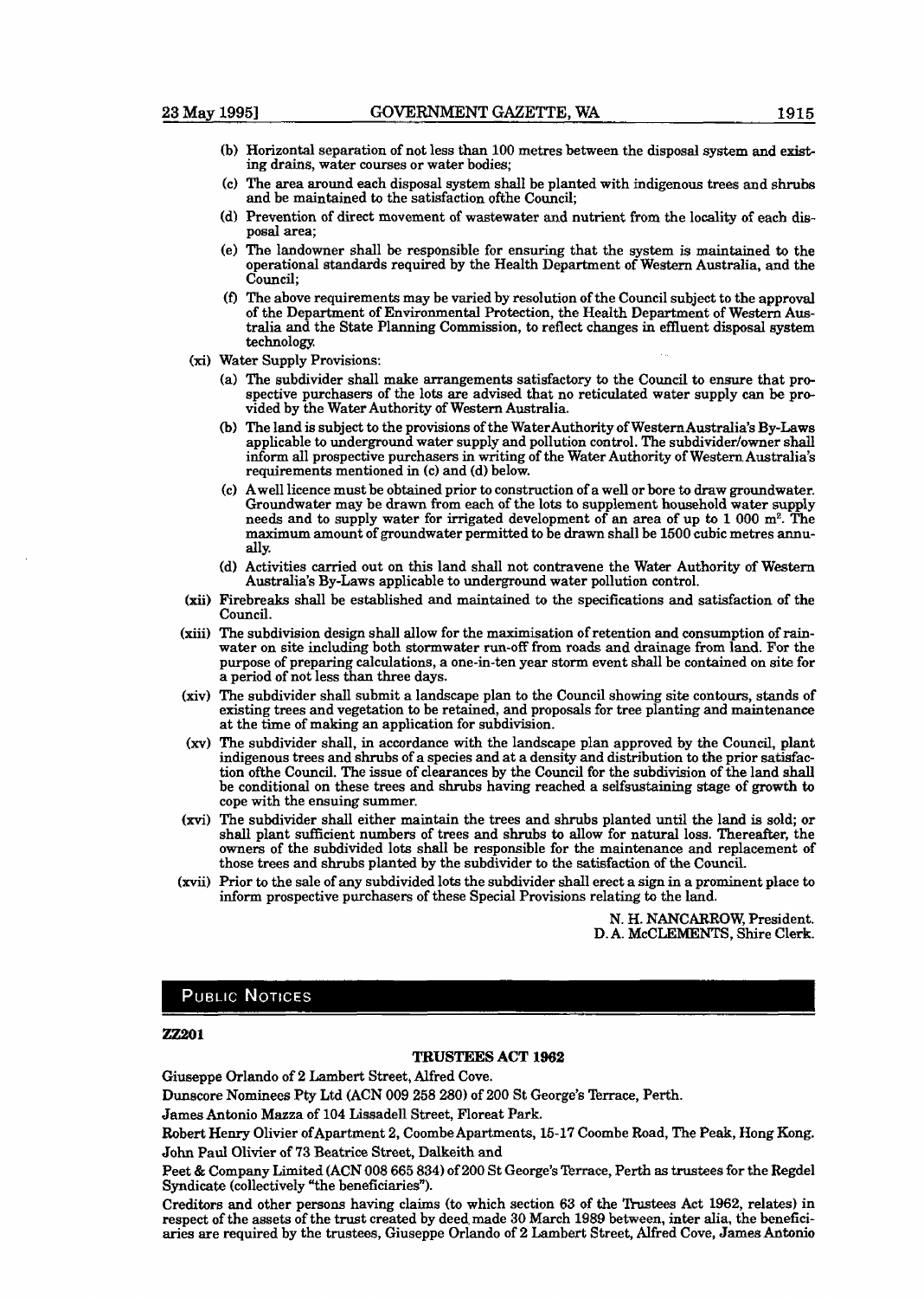(b) Horizontal separation of not less than 100 metres between the disposal system and existing drains, water courses or water bodies;

(c) The area around each disposal system shall be planted with indigenous trees and shrubs and be maintained to the satisfaction ofthe Council;

(d) Prevention of direct movement of wastewater and nutrient from the locality of each disposal area;

(e) The landowner shall be responsible for ensuring that the system is maintained to the operational standards required by the Health Department of Western Australia, and the Council;

(f) The above requirements may be varied by resolution of the Council subject to the approval of the Department of Environmental Protection, the Health Department of Western Australia and the State Planning Commission, to reflect changes in effluent disposal system technology.

(xi) Water Supply Provisions:

(a) The subdivider shall make arrangements satisfactory to the Council to ensure that prospective purchasers of the lots are advised that no reticulated water supply can be provided by the Water Authority of Western Australia.

(b) The land is subject to the provisions of the Water Authority of Western Australia's By-Laws applicable to underground water supply and pollution control. The subdivider/owner shall inform all prospective purchasers in writing of the Water Authority of Western Australia's requirements mentioned in (c) and (d) below.

(c) A well licence must be obtained prior to construction of a well or bore to draw groundwater. Groundwater may be drawn from each of the lots to supplement household water supply needs and to supply water for irrigated development of an area of up to 1 000 m$^2$. The maximum amount of groundwater permitted to be drawn shall be 1500 cubic metres annually.

(d) Activities carried out on this land shall not contravene the Water Authority of Western Australia's By-Laws applicable to underground water pollution control.

(xii) Firebreaks shall be established and maintained to the specifications and satisfaction of the Council.

(xiii) The subdivision design shall allow for the maximisation of retention and consumption of rainwater on site including both stormwater run-off from roads and drainage from land. For the purpose of preparing calculations, a one-in-ten year storm event shall be contained on site for a period of not less than three days.

(xiv) The subdivider shall submit a landscape plan to the Council showing site contours, stands of existing trees and vegetation to be retained, and proposals for tree planting and maintenance at the time of making an application for subdivision.

(xv) The subdivider shall, in accordance with the landscape plan approved by the Council, plant indigenous trees and shrubs of a species and at a density and distribution to the prior satisfaction ofthe Council. The issue of clearances by the Council for the subdivision of the land shall be conditional on these trees and shrubs having reached a selfsustaining stage of growth to cope with the ensuing summer.

(xvi) The subdivider shall either maintain the trees and shrubs planted until the land is sold; or shall plant sufficient numbers of trees and shrubs to allow for natural loss. Thereafter, the owners of the subdivided lots shall be responsible for the maintenance and replacement of those trees and shrubs planted by the subdivider to the satisfaction of the Council.

(xvii) Prior to the sale of any subdivided lots the subdivider shall erect a sign in a prominent place to inform prospective purchasers of these Special Provisions relating to the land.

N. H. NANCARROW, President.
D. A. McCLEMENTS, Shire Clerk.

## PUBLIC NOTICES

**ZZ201**

### TRUSTEES ACT 1962

Giuseppe Orlando of 2 Lambert Street, Alfred Cove.

Dunscore Nominees Pty Ltd (ACN 009 258 280) of 200 St George's Terrace, Perth.

James Antonio Mazza of 104 Lissadell Street, Floreat Park.

Robert Henry Olivier of Apartment 2, Coombe Apartments, 15-17 Coombe Road, The Peak, Hong Kong.

John Paul Olivier of 73 Beatrice Street, Dalkeith and

Peet & Company Limited (ACN 008 665 834) of 200 St George's Terrace, Perth as trustees for the Regdel Syndicate (collectively "the beneficiaries").

Creditors and other persons having claims (to which section 63 of the Trustees Act 1962, relates) in respect of the assets of the trust created by deed made 30 March 1989 between, inter alia, the beneficiaries are required by the trustees, Giuseppe Orlando of 2 Lambert Street, Alfred Cove, James Antonio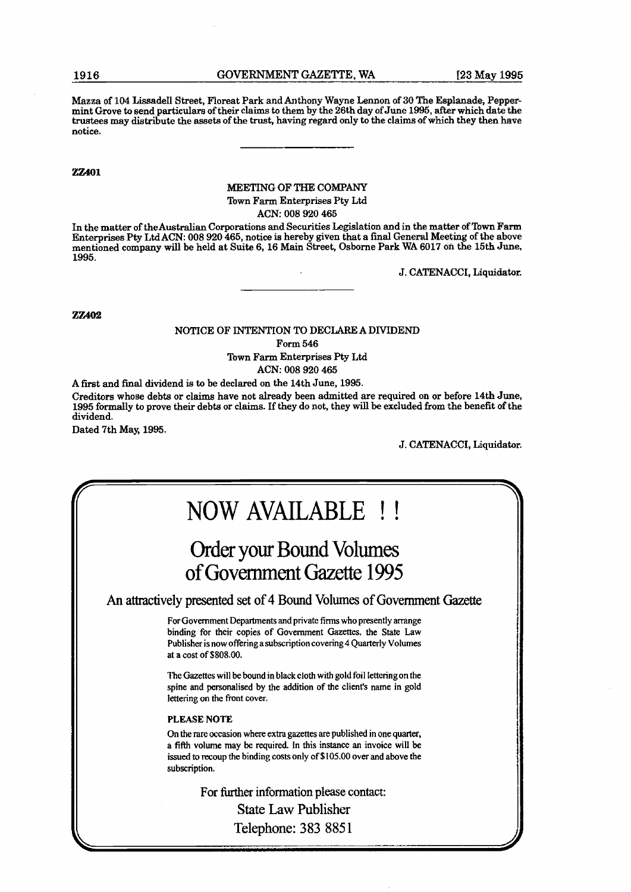Mazza of 104 Lissadell Street, Floreat Park and Anthony Wayne Lennon of 30 The Esplanade, Peppermint Grove to send particulars of their claims to them by the 26th day of June 1995, after which date the trustees may distribute the assets of the trust, having regard only to the claims of which they then have notice.

---

**ZZ401**

MEETING OF THE COMPANY

Town Farm Enterprises Pty Ltd

ACN: 008 920 465

In the matter of the Australian Corporations and Securities Legislation and in the matter of Town Farm Enterprises Pty Ltd ACN: 008 920 465, notice is hereby given that a final General Meeting of the above mentioned company will be held at Suite 6, 16 Main Street, Osborne Park WA 6017 on the 15th June, 1995.

J. CATENACCI, Liquidator.

---

**ZZ402**

NOTICE OF INTENTION TO DECLARE A DIVIDEND

Form 546

Town Farm Enterprises Pty Ltd

ACN: 008 920 465

A first and final dividend is to be declared on the 14th June, 1995.

Creditors whose debts or claims have not already been admitted are required on or before 14th June, 1995 formally to prove their debts or claims. If they do not, they will be excluded from the benefit of the dividend.

Dated 7th May, 1995.

J. CATENACCI, Liquidator.

---

# NOW AVAILABLE !!

## Order your Bound Volumes of Government Gazette 1995

### An attractively presented set of 4 Bound Volumes of Government Gazette

For Government Departments and private firms who presently arrange binding for their copies of Government Gazettes, the State Law Publisher is now offering a subscription covering 4 Quarterly Volumes at a cost of $808.00.

The Gazettes will be bound in black cloth with gold foil lettering on the spine and personalised by the addition of the client's name in gold lettering on the front cover.

**PLEASE NOTE**

On the rare occasion where extra gazettes are published in one quarter, a fifth volume may be required. In this instance an invoice will be issued to recoup the binding costs only of $105.00 over and above the subscription.

For further information please contact:

State Law Publisher

Telephone: 383 8851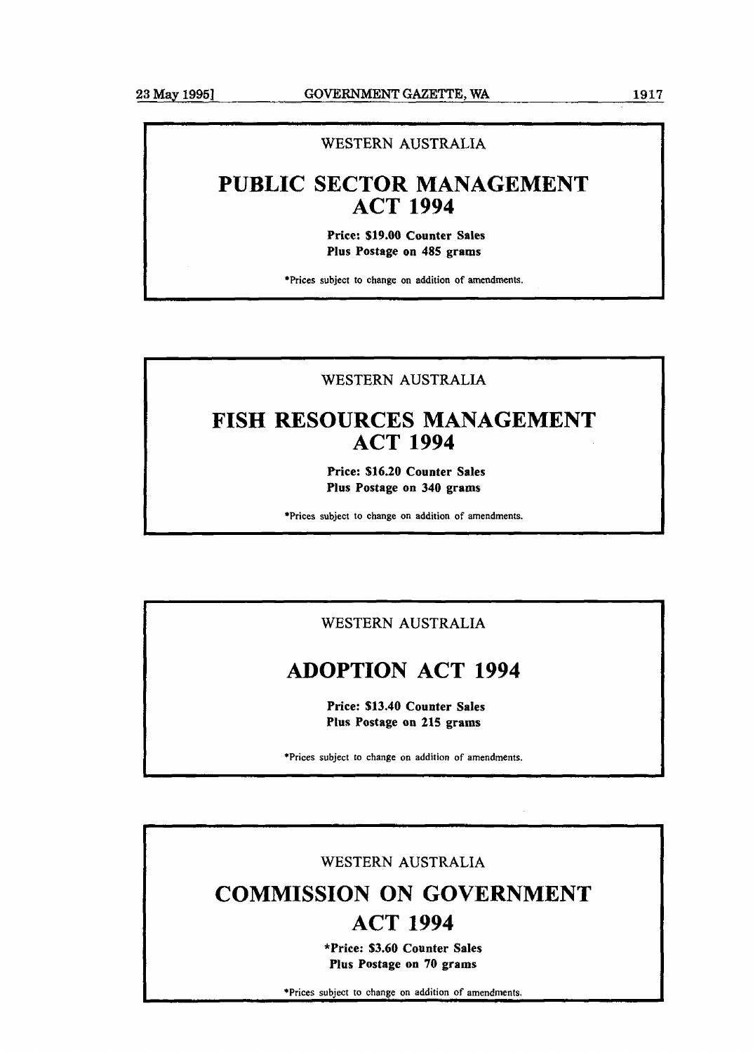WESTERN AUSTRALIA

# PUBLIC SECTOR MANAGEMENT ACT 1994

**Price: $19.00 Counter Sales**
**Plus Postage on 485 grams**

*Prices subject to change on addition of amendments.

---

WESTERN AUSTRALIA

# FISH RESOURCES MANAGEMENT ACT 1994

**Price: $16.20 Counter Sales**
**Plus Postage on 340 grams**

*Prices subject to change on addition of amendments.

---

WESTERN AUSTRALIA

# ADOPTION ACT 1994

**Price: $13.40 Counter Sales**
**Plus Postage on 215 grams**

*Prices subject to change on addition of amendments.

---

WESTERN AUSTRALIA

# COMMISSION ON GOVERNMENT ACT 1994

***Price: $3.60 Counter Sales**
**Plus Postage on 70 grams**

*Prices subject to change on addition of amendments.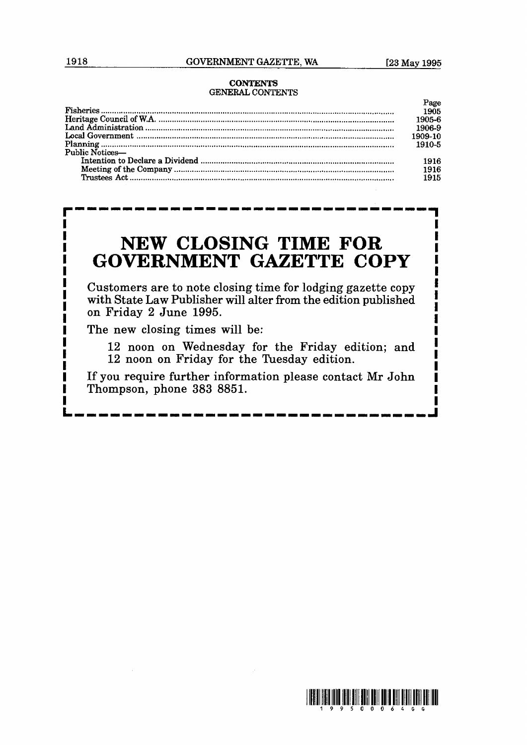## CONTENTS

### GENERAL CONTENTS

| | Page |
|---|---|
| Fisheries | 1905 |
| Heritage Council of W.A. | 1905-6 |
| Land Administration | 1906-9 |
| Local Government | 1909-10 |
| Planning | 1910-5 |
| Public Notices— | |
| Intention to Declare a Dividend | 1916 |
| Meeting of the Company | 1916 |
| Trustees Act | 1915 |

# NEW CLOSING TIME FOR GOVERNMENT GAZETTE COPY

Customers are to note closing time for lodging gazette copy with State Law Publisher will alter from the edition published on Friday 2 June 1995.

The new closing times will be:

12 noon on Wednesday for the Friday edition; and
12 noon on Friday for the Tuesday edition.

If you require further information please contact Mr John Thompson, phone 383 8851.

1 9 9 5 0 0 0 6 4 6 6